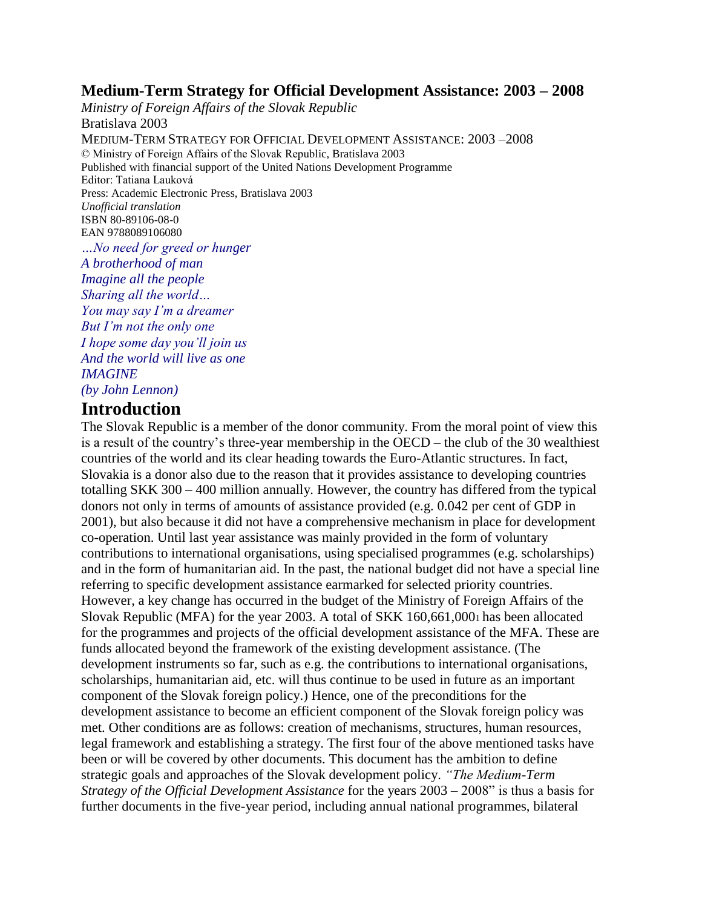# Medium-Term Strategy for Official Development Assistance: 2003 – 2008

*Ministry of Foreign Affairs of the Slovak Republic*

Bratislava 2003

MEDIUM-TERM STRATEGY FOR OFFICIAL DEVELOPMENT ASSISTANCE: 2003 –2008

© Ministry of Foreign Affairs of the Slovak Republic, Bratislava 2003

Published with financial support of the United Nations Development Programme

Editor: Tatiana Lauková

Press: Academic Electronic Press, Bratislava 2003

*Unofficial translation*

ISBN 80-89106-08-0

EAN 9788089106080

*…No need for greed or hunger*
*A brotherhood of man*
*Imagine all the people*
*Sharing all the world…*
*You may say I'm a dreamer*
*But I'm not the only one*
*I hope some day you'll join us*
*And the world will live as one*
*IMAGINE*
*(by John Lennon)*

## Introduction

The Slovak Republic is a member of the donor community. From the moral point of view this is a result of the country's three-year membership in the OECD – the club of the 30 wealthiest countries of the world and its clear heading towards the Euro-Atlantic structures. In fact, Slovakia is a donor also due to the reason that it provides assistance to developing countries totalling SKK 300 – 400 million annually. However, the country has differed from the typical donors not only in terms of amounts of assistance provided (e.g. 0.042 per cent of GDP in 2001), but also because it did not have a comprehensive mechanism in place for development co-operation. Until last year assistance was mainly provided in the form of voluntary contributions to international organisations, using specialised programmes (e.g. scholarships) and in the form of humanitarian aid. In the past, the national budget did not have a special line referring to specific development assistance earmarked for selected priority countries. However, a key change has occurred in the budget of the Ministry of Foreign Affairs of the Slovak Republic (MFA) for the year 2003. A total of SKK 160,661,000[1] has been allocated for the programmes and projects of the official development assistance of the MFA. These are funds allocated beyond the framework of the existing development assistance. (The development instruments so far, such as e.g. the contributions to international organisations, scholarships, humanitarian aid, etc. will thus continue to be used in future as an important component of the Slovak foreign policy.) Hence, one of the preconditions for the development assistance to become an efficient component of the Slovak foreign policy was met. Other conditions are as follows: creation of mechanisms, structures, human resources, legal framework and establishing a strategy. The first four of the above mentioned tasks have been or will be covered by other documents. This document has the ambition to define strategic goals and approaches of the Slovak development policy. *"The Medium-Term Strategy of the Official Development Assistance* for the years 2003 – 2008" is thus a basis for further documents in the five-year period, including annual national programmes, bilateral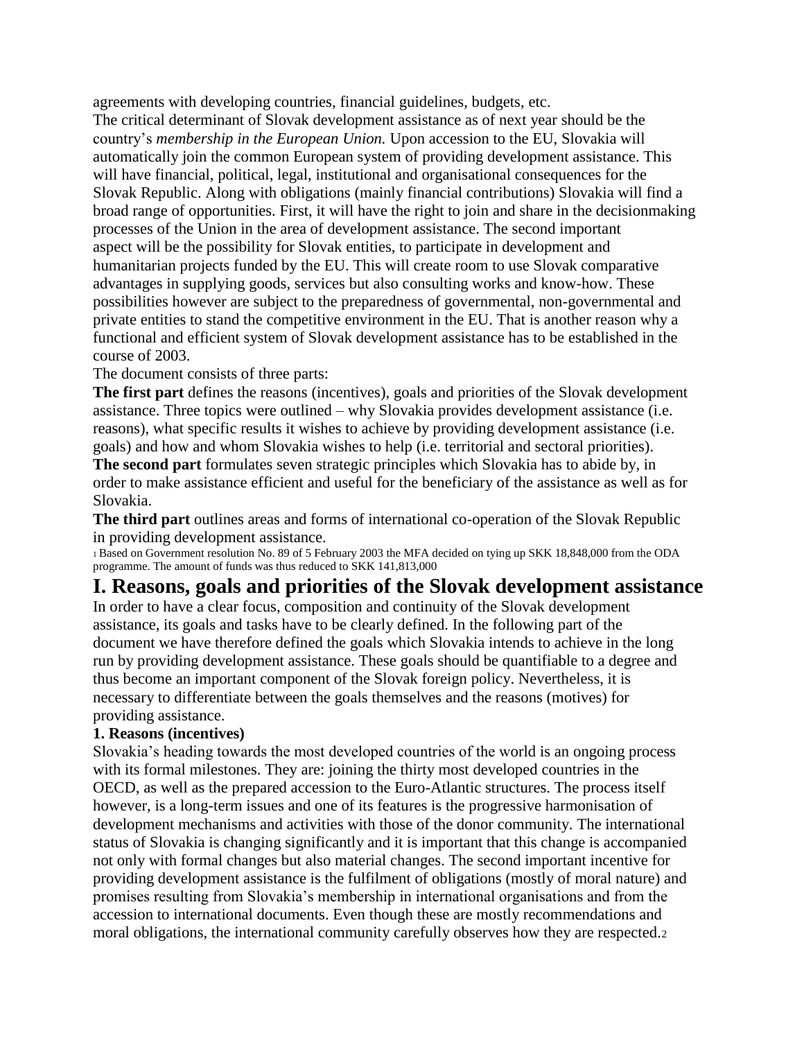agreements with developing countries, financial guidelines, budgets, etc.

The critical determinant of Slovak development assistance as of next year should be the country's *membership in the European Union.* Upon accession to the EU, Slovakia will automatically join the common European system of providing development assistance. This will have financial, political, legal, institutional and organisational consequences for the Slovak Republic. Along with obligations (mainly financial contributions) Slovakia will find a broad range of opportunities. First, it will have the right to join and share in the decisionmaking processes of the Union in the area of development assistance. The second important aspect will be the possibility for Slovak entities, to participate in development and humanitarian projects funded by the EU. This will create room to use Slovak comparative advantages in supplying goods, services but also consulting works and know-how. These possibilities however are subject to the preparedness of governmental, non-governmental and private entities to stand the competitive environment in the EU. That is another reason why a functional and efficient system of Slovak development assistance has to be established in the course of 2003.

The document consists of three parts:

**The first part** defines the reasons (incentives), goals and priorities of the Slovak development assistance. Three topics were outlined – why Slovakia provides development assistance (i.e. reasons), what specific results it wishes to achieve by providing development assistance (i.e. goals) and how and whom Slovakia wishes to help (i.e. territorial and sectoral priorities).

**The second part** formulates seven strategic principles which Slovakia has to abide by, in order to make assistance efficient and useful for the beneficiary of the assistance as well as for Slovakia.

**The third part** outlines areas and forms of international co-operation of the Slovak Republic in providing development assistance.

[1] Based on Government resolution No. 89 of 5 February 2003 the MFA decided on tying up SKK 18,848,000 from the ODA programme. The amount of funds was thus reduced to SKK 141,813,000

# I. Reasons, goals and priorities of the Slovak development assistance

In order to have a clear focus, composition and continuity of the Slovak development assistance, its goals and tasks have to be clearly defined. In the following part of the document we have therefore defined the goals which Slovakia intends to achieve in the long run by providing development assistance. These goals should be quantifiable to a degree and thus become an important component of the Slovak foreign policy. Nevertheless, it is necessary to differentiate between the goals themselves and the reasons (motives) for providing assistance.

### 1. Reasons (incentives)

Slovakia's heading towards the most developed countries of the world is an ongoing process with its formal milestones. They are: joining the thirty most developed countries in the OECD, as well as the prepared accession to the Euro-Atlantic structures. The process itself however, is a long-term issues and one of its features is the progressive harmonisation of development mechanisms and activities with those of the donor community. The international status of Slovakia is changing significantly and it is important that this change is accompanied not only with formal changes but also material changes. The second important incentive for providing development assistance is the fulfilment of obligations (mostly of moral nature) and promises resulting from Slovakia's membership in international organisations and from the accession to international documents. Even though these are mostly recommendations and moral obligations, the international community carefully observes how they are respected.[2]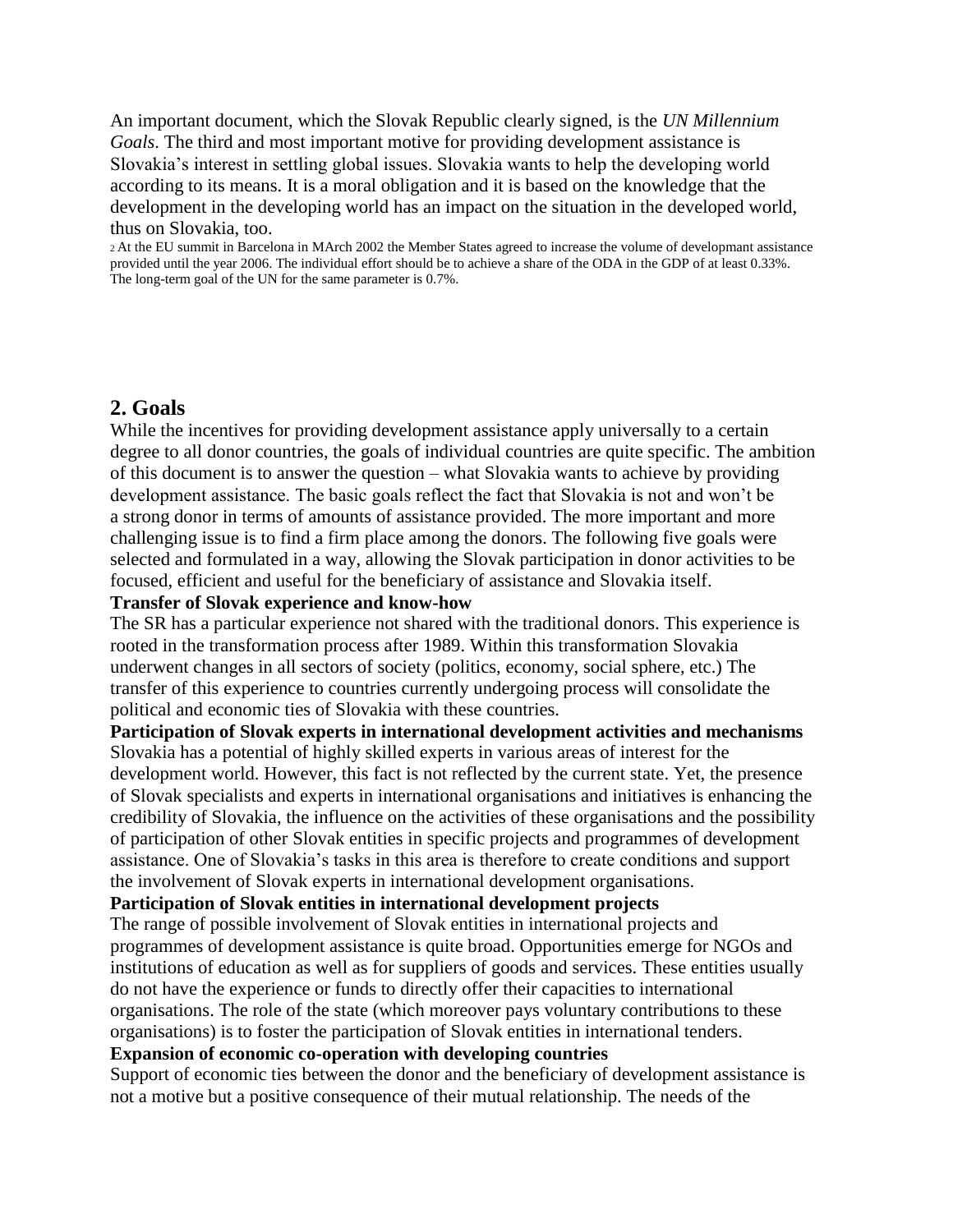An important document, which the Slovak Republic clearly signed, is the *UN Millennium Goals*. The third and most important motive for providing development assistance is Slovakia's interest in settling global issues. Slovakia wants to help the developing world according to its means. It is a moral obligation and it is based on the knowledge that the development in the developing world has an impact on the situation in the developed world, thus on Slovakia, too.

2 At the EU summit in Barcelona in MArch 2002 the Member States agreed to increase the volume of developmant assistance provided until the year 2006. The individual effort should be to achieve a share of the ODA in the GDP of at least 0.33%. The long-term goal of the UN for the same parameter is 0.7%.

## 2. Goals

While the incentives for providing development assistance apply universally to a certain degree to all donor countries, the goals of individual countries are quite specific. The ambition of this document is to answer the question – what Slovakia wants to achieve by providing development assistance. The basic goals reflect the fact that Slovakia is not and won't be a strong donor in terms of amounts of assistance provided. The more important and more challenging issue is to find a firm place among the donors. The following five goals were selected and formulated in a way, allowing the Slovak participation in donor activities to be focused, efficient and useful for the beneficiary of assistance and Slovakia itself.

**Transfer of Slovak experience and know-how**

The SR has a particular experience not shared with the traditional donors. This experience is rooted in the transformation process after 1989. Within this transformation Slovakia underwent changes in all sectors of society (politics, economy, social sphere, etc.) The transfer of this experience to countries currently undergoing process will consolidate the political and economic ties of Slovakia with these countries.

**Participation of Slovak experts in international development activities and mechanisms**

Slovakia has a potential of highly skilled experts in various areas of interest for the development world. However, this fact is not reflected by the current state. Yet, the presence of Slovak specialists and experts in international organisations and initiatives is enhancing the credibility of Slovakia, the influence on the activities of these organisations and the possibility of participation of other Slovak entities in specific projects and programmes of development assistance. One of Slovakia's tasks in this area is therefore to create conditions and support the involvement of Slovak experts in international development organisations.

**Participation of Slovak entities in international development projects**

The range of possible involvement of Slovak entities in international projects and programmes of development assistance is quite broad. Opportunities emerge for NGOs and institutions of education as well as for suppliers of goods and services. These entities usually do not have the experience or funds to directly offer their capacities to international organisations. The role of the state (which moreover pays voluntary contributions to these organisations) is to foster the participation of Slovak entities in international tenders.

**Expansion of economic co-operation with developing countries**

Support of economic ties between the donor and the beneficiary of development assistance is not a motive but a positive consequence of their mutual relationship. The needs of the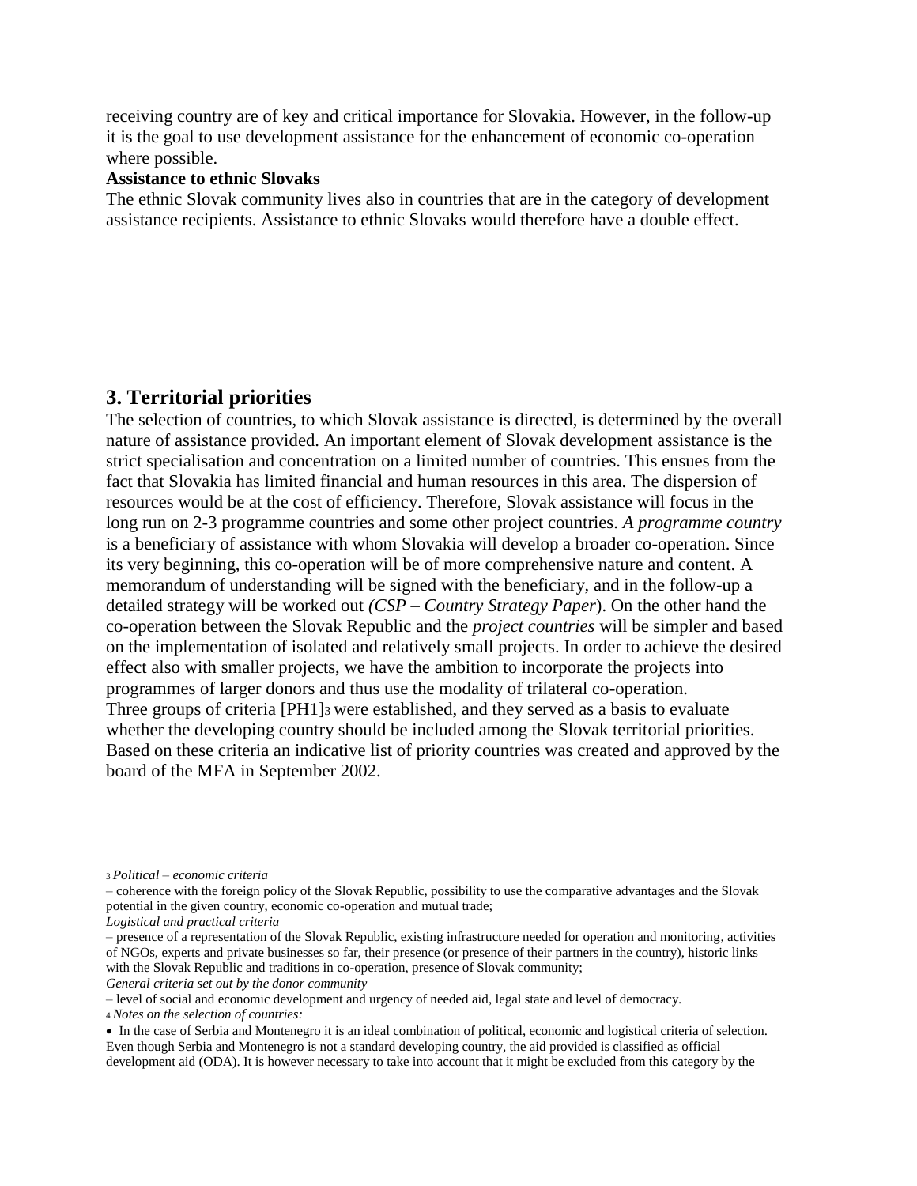receiving country are of key and critical importance for Slovakia. However, in the follow-up it is the goal to use development assistance for the enhancement of economic co-operation where possible.

**Assistance to ethnic Slovaks**

The ethnic Slovak community lives also in countries that are in the category of development assistance recipients. Assistance to ethnic Slovaks would therefore have a double effect.

## 3. Territorial priorities

The selection of countries, to which Slovak assistance is directed, is determined by the overall nature of assistance provided. An important element of Slovak development assistance is the strict specialisation and concentration on a limited number of countries. This ensues from the fact that Slovakia has limited financial and human resources in this area. The dispersion of resources would be at the cost of efficiency. Therefore, Slovak assistance will focus in the long run on 2-3 programme countries and some other project countries. *A programme country* is a beneficiary of assistance with whom Slovakia will develop a broader co-operation. Since its very beginning, this co-operation will be of more comprehensive nature and content. A memorandum of understanding will be signed with the beneficiary, and in the follow-up a detailed strategy will be worked out *(CSP – Country Strategy Paper*). On the other hand the co-operation between the Slovak Republic and the *project countries* will be simpler and based on the implementation of isolated and relatively small projects. In order to achieve the desired effect also with smaller projects, we have the ambition to incorporate the projects into programmes of larger donors and thus use the modality of trilateral co-operation.

Three groups of criteria [PH1][3] were established, and they served as a basis to evaluate whether the developing country should be included among the Slovak territorial priorities. Based on these criteria an indicative list of priority countries was created and approved by the board of the MFA in September 2002.

---

[3] *Political – economic criteria*

– coherence with the foreign policy of the Slovak Republic, possibility to use the comparative advantages and the Slovak potential in the given country, economic co-operation and mutual trade;

*Logistical and practical criteria*

– presence of a representation of the Slovak Republic, existing infrastructure needed for operation and monitoring, activities of NGOs, experts and private businesses so far, their presence (or presence of their partners in the country), historic links with the Slovak Republic and traditions in co-operation, presence of Slovak community;

*General criteria set out by the donor community*

– level of social and economic development and urgency of needed aid, legal state and level of democracy.

[4] *Notes on the selection of countries:*

- In the case of Serbia and Montenegro it is an ideal combination of political, economic and logistical criteria of selection. Even though Serbia and Montenegro is not a standard developing country, the aid provided is classified as official development aid (ODA). It is however necessary to take into account that it might be excluded from this category by the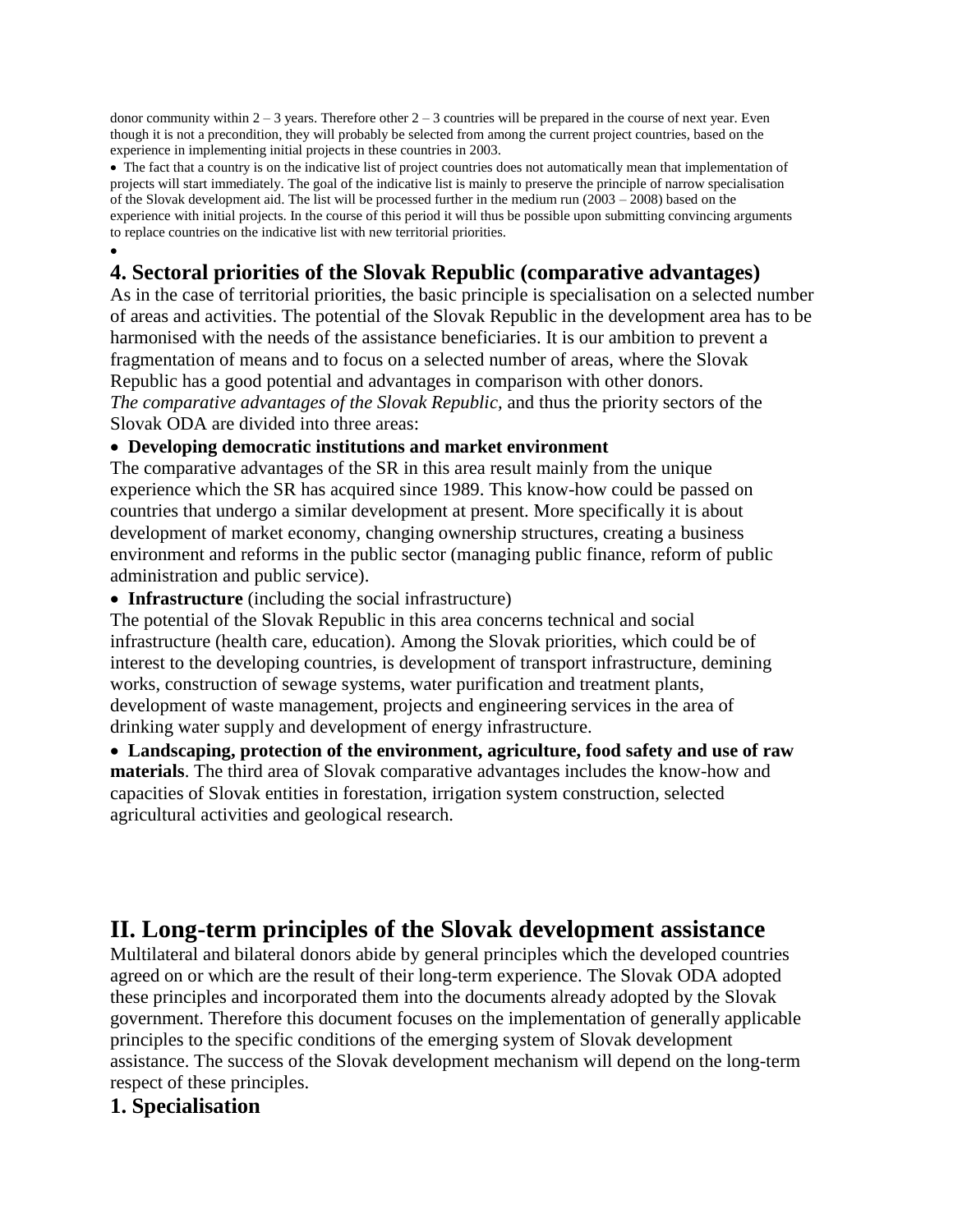donor community within 2 – 3 years. Therefore other 2 – 3 countries will be prepared in the course of next year. Even though it is not a precondition, they will probably be selected from among the current project countries, based on the experience in implementing initial projects in these countries in 2003.

- The fact that a country is on the indicative list of project countries does not automatically mean that implementation of projects will start immediately. The goal of the indicative list is mainly to preserve the principle of narrow specialisation of the Slovak development aid. The list will be processed further in the medium run (2003 – 2008) based on the experience with initial projects. In the course of this period it will thus be possible upon submitting convincing arguments to replace countries on the indicative list with new territorial priorities.

## 4. Sectoral priorities of the Slovak Republic (comparative advantages)

As in the case of territorial priorities, the basic principle is specialisation on a selected number of areas and activities. The potential of the Slovak Republic in the development area has to be harmonised with the needs of the assistance beneficiaries. It is our ambition to prevent a fragmentation of means and to focus on a selected number of areas, where the Slovak Republic has a good potential and advantages in comparison with other donors.

*The comparative advantages of the Slovak Republic,* and thus the priority sectors of the Slovak ODA are divided into three areas:

- **Developing democratic institutions and market environment**

The comparative advantages of the SR in this area result mainly from the unique experience which the SR has acquired since 1989. This know-how could be passed on countries that undergo a similar development at present. More specifically it is about development of market economy, changing ownership structures, creating a business environment and reforms in the public sector (managing public finance, reform of public administration and public service).

- **Infrastructure** (including the social infrastructure)

The potential of the Slovak Republic in this area concerns technical and social infrastructure (health care, education). Among the Slovak priorities, which could be of interest to the developing countries, is development of transport infrastructure, demining works, construction of sewage systems, water purification and treatment plants, development of waste management, projects and engineering services in the area of drinking water supply and development of energy infrastructure.

- **Landscaping, protection of the environment, agriculture, food safety and use of raw materials**. The third area of Slovak comparative advantages includes the know-how and capacities of Slovak entities in forestation, irrigation system construction, selected agricultural activities and geological research.

# II. Long-term principles of the Slovak development assistance

Multilateral and bilateral donors abide by general principles which the developed countries agreed on or which are the result of their long-term experience. The Slovak ODA adopted these principles and incorporated them into the documents already adopted by the Slovak government. Therefore this document focuses on the implementation of generally applicable principles to the specific conditions of the emerging system of Slovak development assistance. The success of the Slovak development mechanism will depend on the long-term respect of these principles.

## 1. Specialisation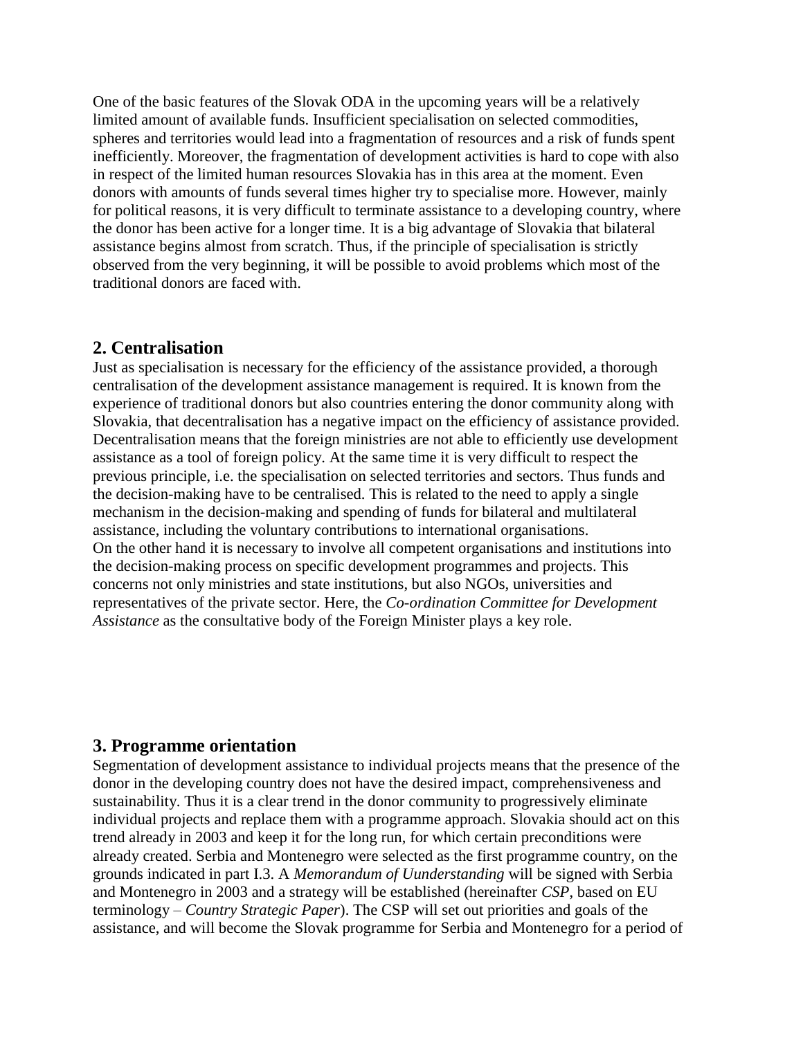One of the basic features of the Slovak ODA in the upcoming years will be a relatively limited amount of available funds. Insufficient specialisation on selected commodities, spheres and territories would lead into a fragmentation of resources and a risk of funds spent inefficiently. Moreover, the fragmentation of development activities is hard to cope with also in respect of the limited human resources Slovakia has in this area at the moment. Even donors with amounts of funds several times higher try to specialise more. However, mainly for political reasons, it is very difficult to terminate assistance to a developing country, where the donor has been active for a longer time. It is a big advantage of Slovakia that bilateral assistance begins almost from scratch. Thus, if the principle of specialisation is strictly observed from the very beginning, it will be possible to avoid problems which most of the traditional donors are faced with.

## 2. Centralisation

Just as specialisation is necessary for the efficiency of the assistance provided, a thorough centralisation of the development assistance management is required. It is known from the experience of traditional donors but also countries entering the donor community along with Slovakia, that decentralisation has a negative impact on the efficiency of assistance provided. Decentralisation means that the foreign ministries are not able to efficiently use development assistance as a tool of foreign policy. At the same time it is very difficult to respect the previous principle, i.e. the specialisation on selected territories and sectors. Thus funds and the decision-making have to be centralised. This is related to the need to apply a single mechanism in the decision-making and spending of funds for bilateral and multilateral assistance, including the voluntary contributions to international organisations.
On the other hand it is necessary to involve all competent organisations and institutions into the decision-making process on specific development programmes and projects. This concerns not only ministries and state institutions, but also NGOs, universities and representatives of the private sector. Here, the *Co-ordination Committee for Development Assistance* as the consultative body of the Foreign Minister plays a key role.

## 3. Programme orientation

Segmentation of development assistance to individual projects means that the presence of the donor in the developing country does not have the desired impact, comprehensiveness and sustainability. Thus it is a clear trend in the donor community to progressively eliminate individual projects and replace them with a programme approach. Slovakia should act on this trend already in 2003 and keep it for the long run, for which certain preconditions were already created. Serbia and Montenegro were selected as the first programme country, on the grounds indicated in part I.3. A *Memorandum of Uunderstanding* will be signed with Serbia and Montenegro in 2003 and a strategy will be established (hereinafter *CSP*, based on EU terminology – *Country Strategic Paper*). The CSP will set out priorities and goals of the assistance, and will become the Slovak programme for Serbia and Montenegro for a period of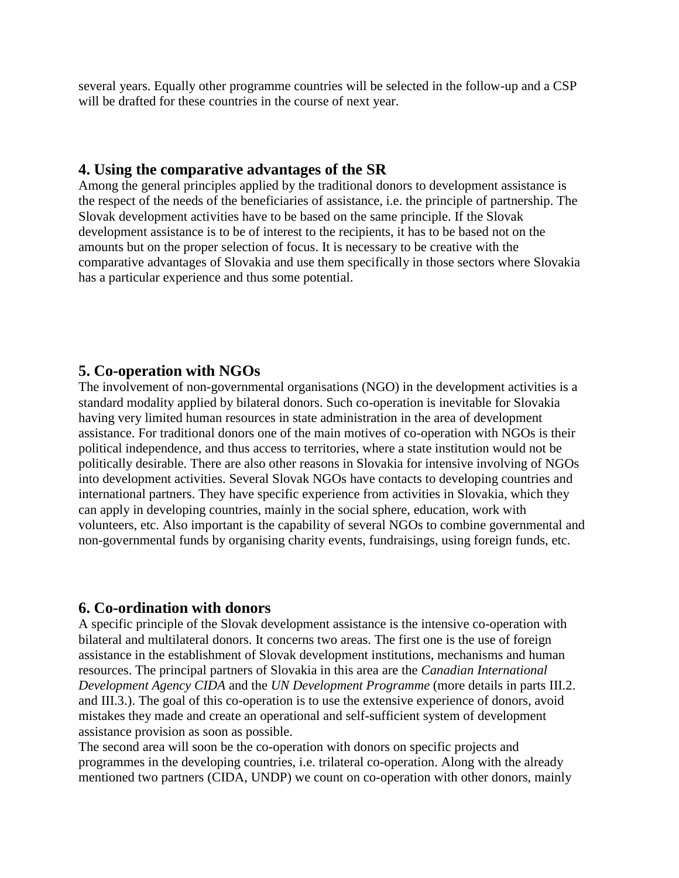several years. Equally other programme countries will be selected in the follow-up and a CSP will be drafted for these countries in the course of next year.

## 4. Using the comparative advantages of the SR

Among the general principles applied by the traditional donors to development assistance is the respect of the needs of the beneficiaries of assistance, i.e. the principle of partnership. The Slovak development activities have to be based on the same principle. If the Slovak development assistance is to be of interest to the recipients, it has to be based not on the amounts but on the proper selection of focus. It is necessary to be creative with the comparative advantages of Slovakia and use them specifically in those sectors where Slovakia has a particular experience and thus some potential.

## 5. Co-operation with NGOs

The involvement of non-governmental organisations (NGO) in the development activities is a standard modality applied by bilateral donors. Such co-operation is inevitable for Slovakia having very limited human resources in state administration in the area of development assistance. For traditional donors one of the main motives of co-operation with NGOs is their political independence, and thus access to territories, where a state institution would not be politically desirable. There are also other reasons in Slovakia for intensive involving of NGOs into development activities. Several Slovak NGOs have contacts to developing countries and international partners. They have specific experience from activities in Slovakia, which they can apply in developing countries, mainly in the social sphere, education, work with volunteers, etc. Also important is the capability of several NGOs to combine governmental and non-governmental funds by organising charity events, fundraisings, using foreign funds, etc.

## 6. Co-ordination with donors

A specific principle of the Slovak development assistance is the intensive co-operation with bilateral and multilateral donors. It concerns two areas. The first one is the use of foreign assistance in the establishment of Slovak development institutions, mechanisms and human resources. The principal partners of Slovakia in this area are the *Canadian International Development Agency CIDA* and the *UN Development Programme* (more details in parts III.2. and III.3.). The goal of this co-operation is to use the extensive experience of donors, avoid mistakes they made and create an operational and self-sufficient system of development assistance provision as soon as possible.

The second area will soon be the co-operation with donors on specific projects and programmes in the developing countries, i.e. trilateral co-operation. Along with the already mentioned two partners (CIDA, UNDP) we count on co-operation with other donors, mainly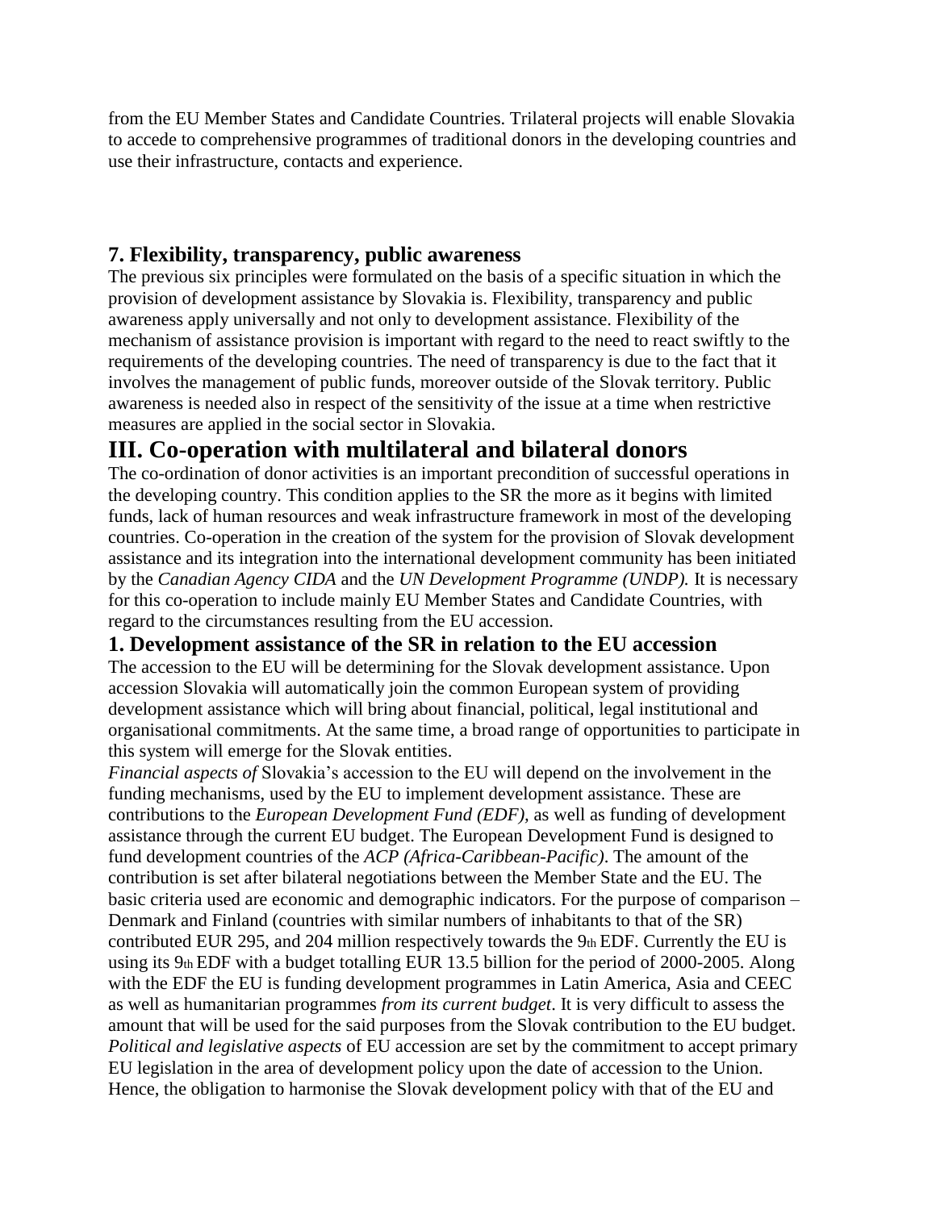from the EU Member States and Candidate Countries. Trilateral projects will enable Slovakia to accede to comprehensive programmes of traditional donors in the developing countries and use their infrastructure, contacts and experience.

### 7. Flexibility, transparency, public awareness

The previous six principles were formulated on the basis of a specific situation in which the provision of development assistance by Slovakia is. Flexibility, transparency and public awareness apply universally and not only to development assistance. Flexibility of the mechanism of assistance provision is important with regard to the need to react swiftly to the requirements of the developing countries. The need of transparency is due to the fact that it involves the management of public funds, moreover outside of the Slovak territory. Public awareness is needed also in respect of the sensitivity of the issue at a time when restrictive measures are applied in the social sector in Slovakia.

## III. Co-operation with multilateral and bilateral donors

The co-ordination of donor activities is an important precondition of successful operations in the developing country. This condition applies to the SR the more as it begins with limited funds, lack of human resources and weak infrastructure framework in most of the developing countries. Co-operation in the creation of the system for the provision of Slovak development assistance and its integration into the international development community has been initiated by the *Canadian Agency CIDA* and the *UN Development Programme (UNDP).* It is necessary for this co-operation to include mainly EU Member States and Candidate Countries, with regard to the circumstances resulting from the EU accession.

### 1. Development assistance of the SR in relation to the EU accession

The accession to the EU will be determining for the Slovak development assistance. Upon accession Slovakia will automatically join the common European system of providing development assistance which will bring about financial, political, legal institutional and organisational commitments. At the same time, a broad range of opportunities to participate in this system will emerge for the Slovak entities.

*Financial aspects of* Slovakia's accession to the EU will depend on the involvement in the funding mechanisms, used by the EU to implement development assistance. These are contributions to the *European Development Fund (EDF),* as well as funding of development assistance through the current EU budget. The European Development Fund is designed to fund development countries of the *ACP (Africa-Caribbean-Pacific)*. The amount of the contribution is set after bilateral negotiations between the Member State and the EU. The basic criteria used are economic and demographic indicators. For the purpose of comparison – Denmark and Finland (countries with similar numbers of inhabitants to that of the SR) contributed EUR 295, and 204 million respectively towards the 9th EDF. Currently the EU is using its 9th EDF with a budget totalling EUR 13.5 billion for the period of 2000-2005. Along with the EDF the EU is funding development programmes in Latin America, Asia and CEEC as well as humanitarian programmes *from its current budget*. It is very difficult to assess the amount that will be used for the said purposes from the Slovak contribution to the EU budget.

*Political and legislative aspects* of EU accession are set by the commitment to accept primary EU legislation in the area of development policy upon the date of accession to the Union. Hence, the obligation to harmonise the Slovak development policy with that of the EU and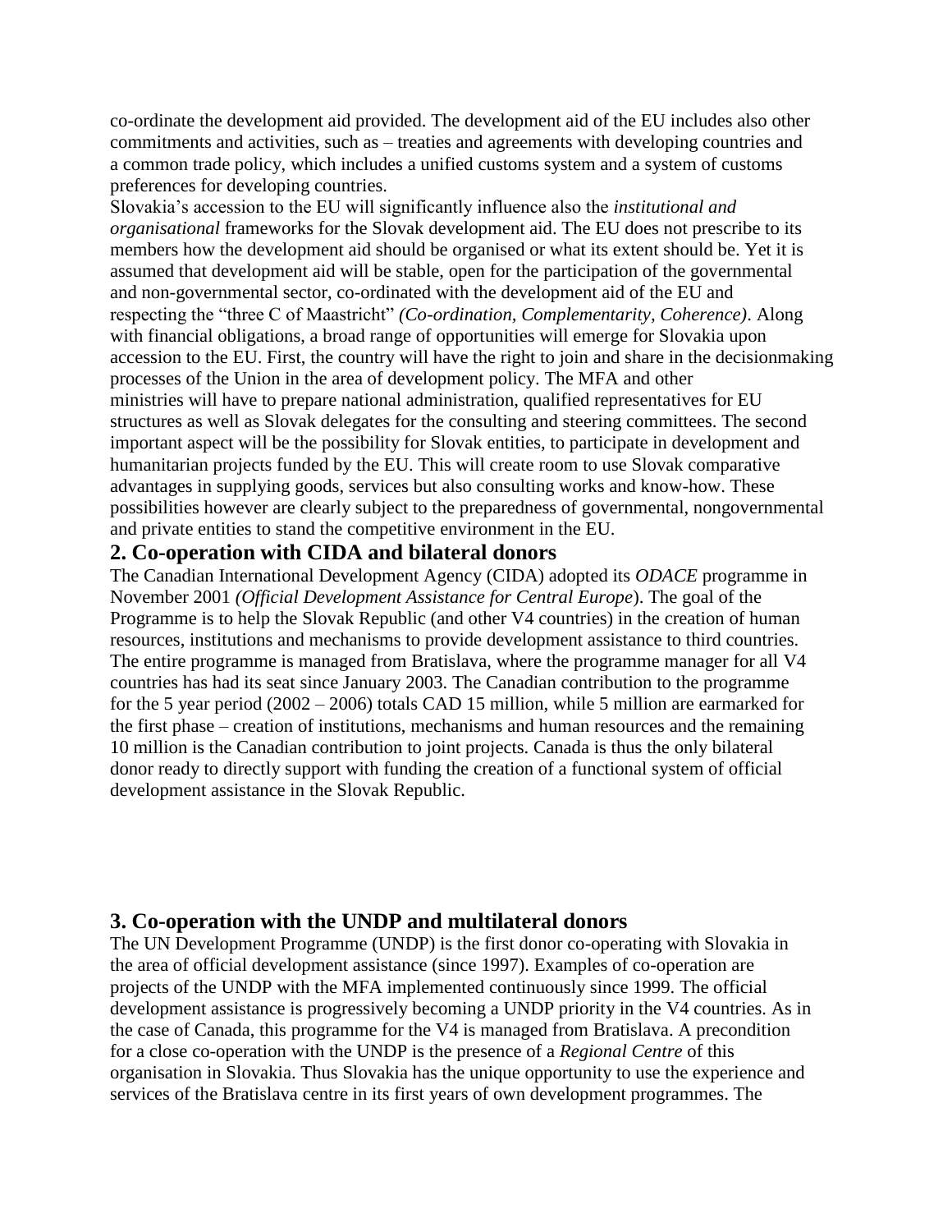co-ordinate the development aid provided. The development aid of the EU includes also other commitments and activities, such as – treaties and agreements with developing countries and a common trade policy, which includes a unified customs system and a system of customs preferences for developing countries.

Slovakia's accession to the EU will significantly influence also the *institutional and organisational* frameworks for the Slovak development aid. The EU does not prescribe to its members how the development aid should be organised or what its extent should be. Yet it is assumed that development aid will be stable, open for the participation of the governmental and non-governmental sector, co-ordinated with the development aid of the EU and respecting the "three C of Maastricht" *(Co-ordination, Complementarity, Coherence)*. Along with financial obligations, a broad range of opportunities will emerge for Slovakia upon accession to the EU. First, the country will have the right to join and share in the decisionmaking processes of the Union in the area of development policy. The MFA and other ministries will have to prepare national administration, qualified representatives for EU structures as well as Slovak delegates for the consulting and steering committees. The second important aspect will be the possibility for Slovak entities, to participate in development and humanitarian projects funded by the EU. This will create room to use Slovak comparative advantages in supplying goods, services but also consulting works and know-how. These possibilities however are clearly subject to the preparedness of governmental, nongovernmental and private entities to stand the competitive environment in the EU.

## 2. Co-operation with CIDA and bilateral donors

The Canadian International Development Agency (CIDA) adopted its *ODACE* programme in November 2001 *(Official Development Assistance for Central Europe*). The goal of the Programme is to help the Slovak Republic (and other V4 countries) in the creation of human resources, institutions and mechanisms to provide development assistance to third countries. The entire programme is managed from Bratislava, where the programme manager for all V4 countries has had its seat since January 2003. The Canadian contribution to the programme for the 5 year period (2002 – 2006) totals CAD 15 million, while 5 million are earmarked for the first phase – creation of institutions, mechanisms and human resources and the remaining 10 million is the Canadian contribution to joint projects. Canada is thus the only bilateral donor ready to directly support with funding the creation of a functional system of official development assistance in the Slovak Republic.

## 3. Co-operation with the UNDP and multilateral donors

The UN Development Programme (UNDP) is the first donor co-operating with Slovakia in the area of official development assistance (since 1997). Examples of co-operation are projects of the UNDP with the MFA implemented continuously since 1999. The official development assistance is progressively becoming a UNDP priority in the V4 countries. As in the case of Canada, this programme for the V4 is managed from Bratislava. A precondition for a close co-operation with the UNDP is the presence of a *Regional Centre* of this organisation in Slovakia. Thus Slovakia has the unique opportunity to use the experience and services of the Bratislava centre in its first years of own development programmes. The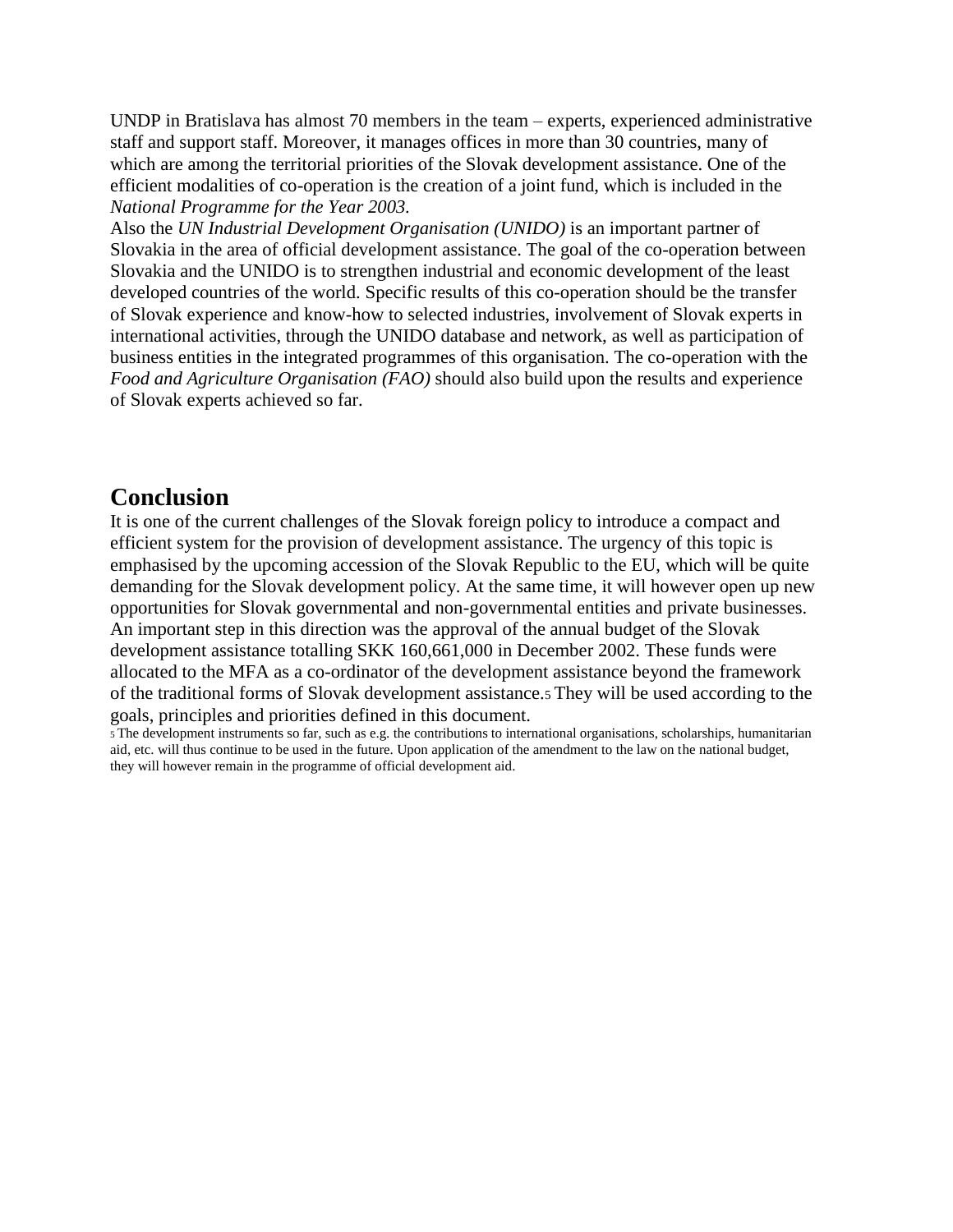UNDP in Bratislava has almost 70 members in the team – experts, experienced administrative staff and support staff. Moreover, it manages offices in more than 30 countries, many of which are among the territorial priorities of the Slovak development assistance. One of the efficient modalities of co-operation is the creation of a joint fund, which is included in the *National Programme for the Year 2003.*

Also the *UN Industrial Development Organisation (UNIDO)* is an important partner of Slovakia in the area of official development assistance. The goal of the co-operation between Slovakia and the UNIDO is to strengthen industrial and economic development of the least developed countries of the world. Specific results of this co-operation should be the transfer of Slovak experience and know-how to selected industries, involvement of Slovak experts in international activities, through the UNIDO database and network, as well as participation of business entities in the integrated programmes of this organisation. The co-operation with the *Food and Agriculture Organisation (FAO)* should also build upon the results and experience of Slovak experts achieved so far.

## Conclusion

It is one of the current challenges of the Slovak foreign policy to introduce a compact and efficient system for the provision of development assistance. The urgency of this topic is emphasised by the upcoming accession of the Slovak Republic to the EU, which will be quite demanding for the Slovak development policy. At the same time, it will however open up new opportunities for Slovak governmental and non-governmental entities and private businesses. An important step in this direction was the approval of the annual budget of the Slovak development assistance totalling SKK 160,661,000 in December 2002. These funds were allocated to the MFA as a co-ordinator of the development assistance beyond the framework of the traditional forms of Slovak development assistance.[5] They will be used according to the goals, principles and priorities defined in this document.

[5] The development instruments so far, such as e.g. the contributions to international organisations, scholarships, humanitarian aid, etc. will thus continue to be used in the future. Upon application of the amendment to the law on the national budget, they will however remain in the programme of official development aid.